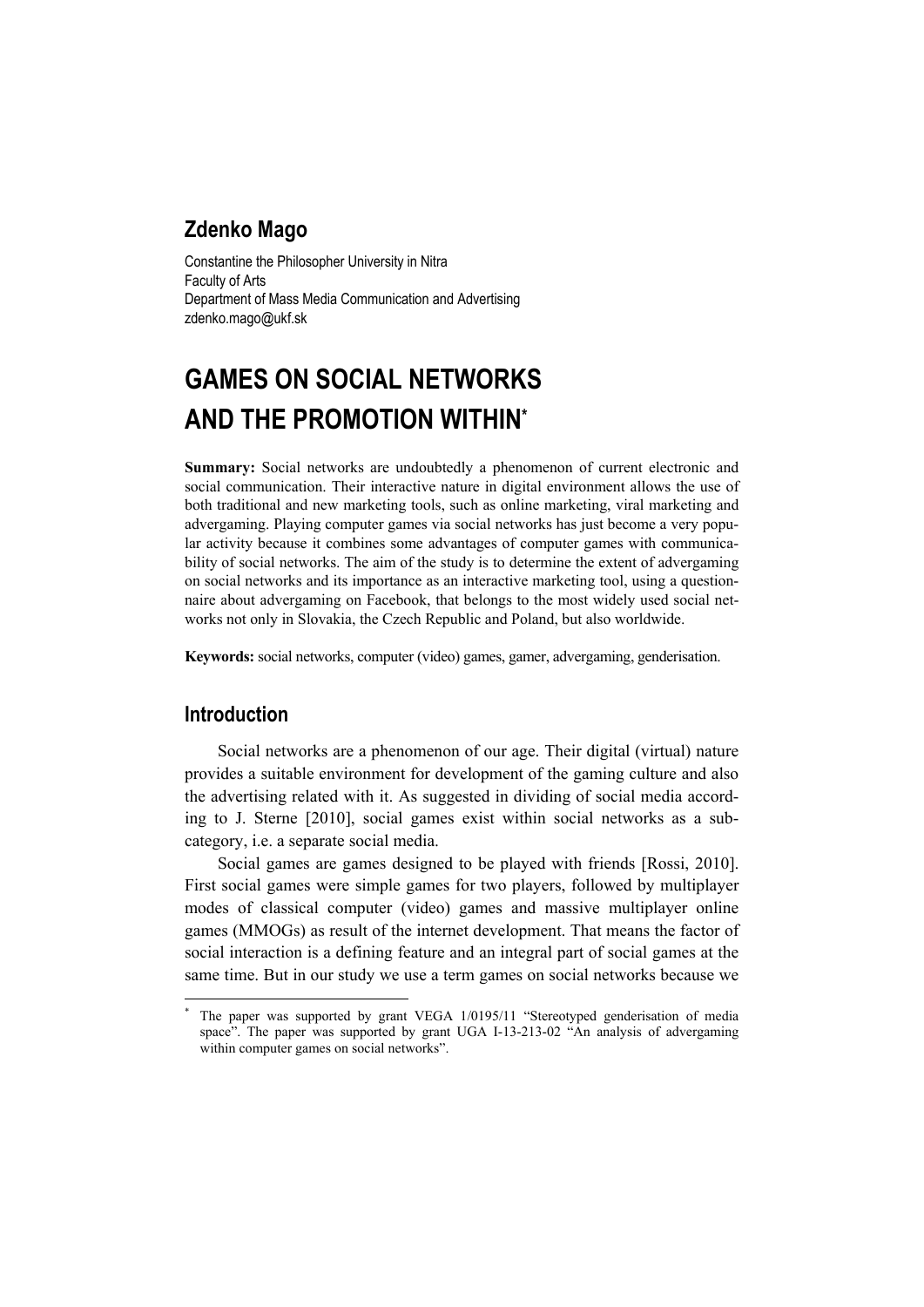## Zdenko Mago

Constantine the Philosopher University in Nitra
Faculty of Arts
Department of Mass Media Communication and Advertising
zdenko.mago@ukf.sk

# GAMES ON SOCIAL NETWORKS AND THE PROMOTION WITHIN*

**Summary:** Social networks are undoubtedly a phenomenon of current electronic and social communication. Their interactive nature in digital environment allows the use of both traditional and new marketing tools, such as online marketing, viral marketing and advergaming. Playing computer games via social networks has just become a very popular activity because it combines some advantages of computer games with communicability of social networks. The aim of the study is to determine the extent of advergaming on social networks and its importance as an interactive marketing tool, using a questionnaire about advergaming on Facebook, that belongs to the most widely used social networks not only in Slovakia, the Czech Republic and Poland, but also worldwide.

**Keywords:** social networks, computer (video) games, gamer, advergaming, genderisation.

## Introduction

Social networks are a phenomenon of our age. Their digital (virtual) nature provides a suitable environment for development of the gaming culture and also the advertising related with it. As suggested in dividing of social media according to J. Sterne [2010], social games exist within social networks as a subcategory, i.e. a separate social media.

Social games are games designed to be played with friends [Rossi, 2010]. First social games were simple games for two players, followed by multiplayer modes of classical computer (video) games and massive multiplayer online games (MMOGs) as result of the internet development. That means the factor of social interaction is a defining feature and an integral part of social games at the same time. But in our study we use a term games on social networks because we

---

* The paper was supported by grant VEGA 1/0195/11 "Stereotyped genderisation of media space". The paper was supported by grant UGA I-13-213-02 "An analysis of advergaming within computer games on social networks".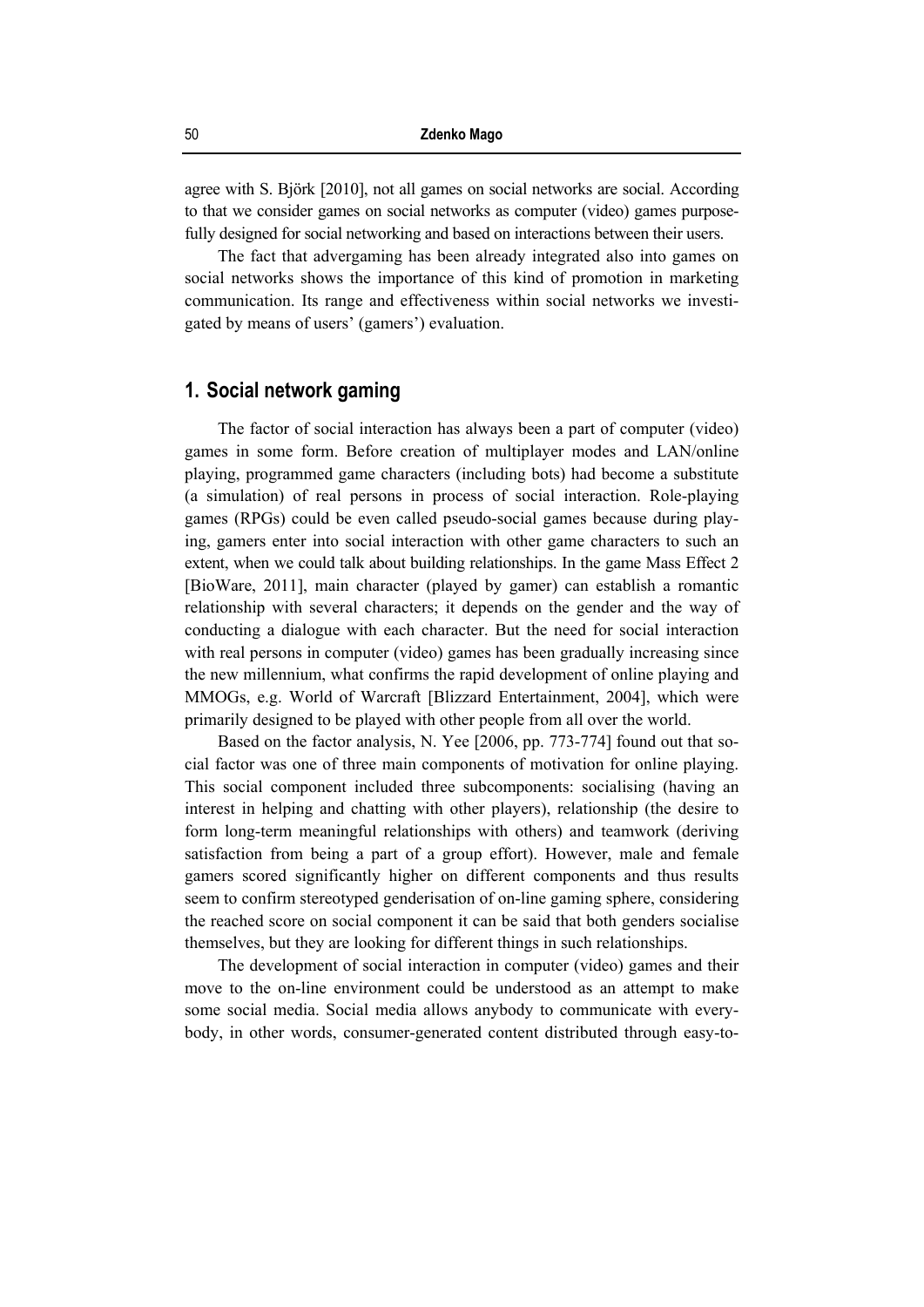agree with S. Björk [2010], not all games on social networks are social. According to that we consider games on social networks as computer (video) games purposefully designed for social networking and based on interactions between their users.

The fact that advergaming has been already integrated also into games on social networks shows the importance of this kind of promotion in marketing communication. Its range and effectiveness within social networks we investigated by means of users' (gamers') evaluation.

## 1. Social network gaming

The factor of social interaction has always been a part of computer (video) games in some form. Before creation of multiplayer modes and LAN/online playing, programmed game characters (including bots) had become a substitute (a simulation) of real persons in process of social interaction. Role-playing games (RPGs) could be even called pseudo-social games because during playing, gamers enter into social interaction with other game characters to such an extent, when we could talk about building relationships. In the game Mass Effect 2 [BioWare, 2011], main character (played by gamer) can establish a romantic relationship with several characters; it depends on the gender and the way of conducting a dialogue with each character. But the need for social interaction with real persons in computer (video) games has been gradually increasing since the new millennium, what confirms the rapid development of online playing and MMOGs, e.g. World of Warcraft [Blizzard Entertainment, 2004], which were primarily designed to be played with other people from all over the world.

Based on the factor analysis, N. Yee [2006, pp. 773-774] found out that social factor was one of three main components of motivation for online playing. This social component included three subcomponents: socialising (having an interest in helping and chatting with other players), relationship (the desire to form long-term meaningful relationships with others) and teamwork (deriving satisfaction from being a part of a group effort). However, male and female gamers scored significantly higher on different components and thus results seem to confirm stereotyped genderisation of on-line gaming sphere, considering the reached score on social component it can be said that both genders socialise themselves, but they are looking for different things in such relationships.

The development of social interaction in computer (video) games and their move to the on-line environment could be understood as an attempt to make some social media. Social media allows anybody to communicate with everybody, in other words, consumer-generated content distributed through easy-to-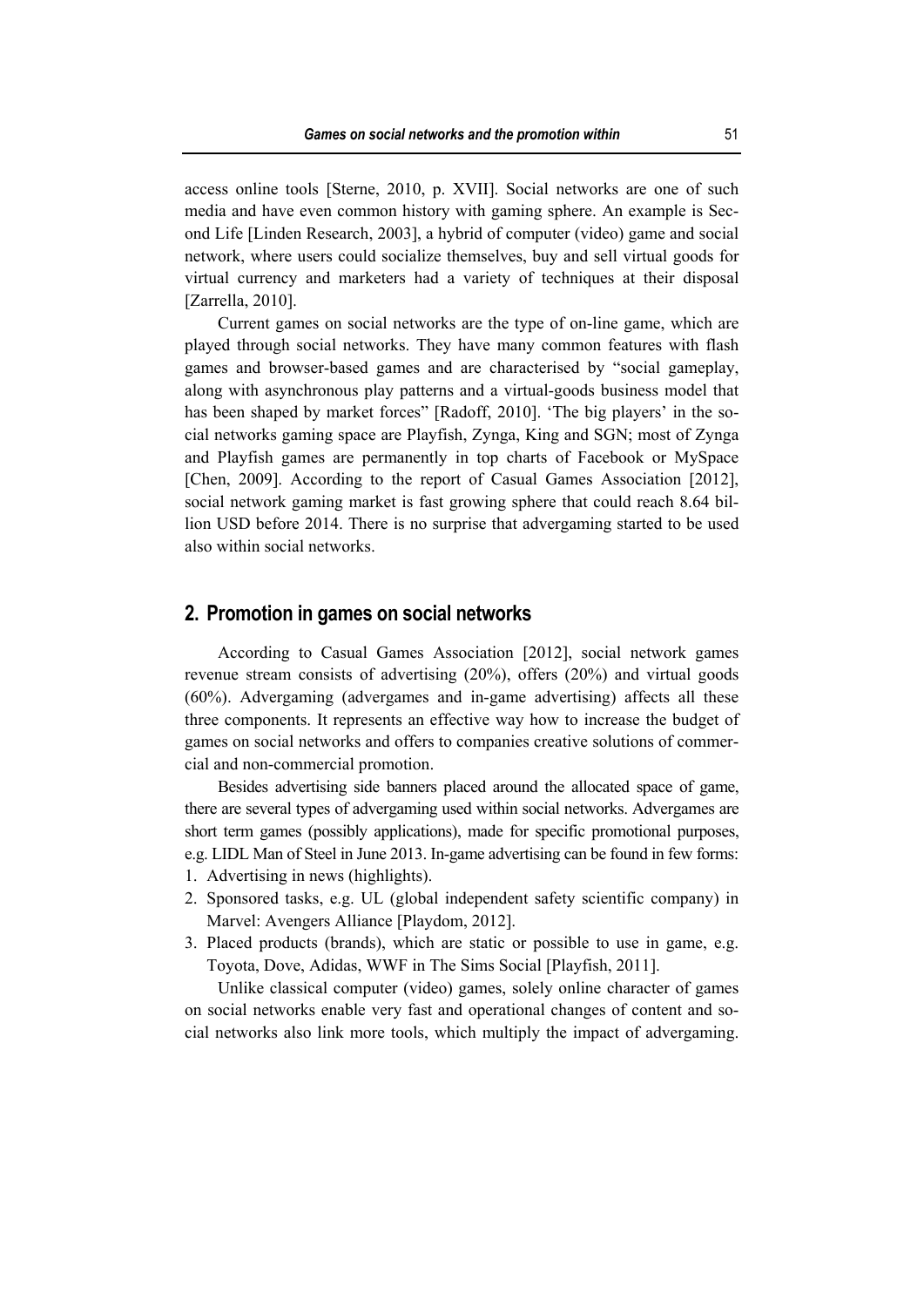access online tools [Sterne, 2010, p. XVII]. Social networks are one of such media and have even common history with gaming sphere. An example is Second Life [Linden Research, 2003], a hybrid of computer (video) game and social network, where users could socialize themselves, buy and sell virtual goods for virtual currency and marketers had a variety of techniques at their disposal [Zarrella, 2010].

Current games on social networks are the type of on-line game, which are played through social networks. They have many common features with flash games and browser-based games and are characterised by "social gameplay, along with asynchronous play patterns and a virtual-goods business model that has been shaped by market forces" [Radoff, 2010]. 'The big players' in the social networks gaming space are Playfish, Zynga, King and SGN; most of Zynga and Playfish games are permanently in top charts of Facebook or MySpace [Chen, 2009]. According to the report of Casual Games Association [2012], social network gaming market is fast growing sphere that could reach 8.64 billion USD before 2014. There is no surprise that advergaming started to be used also within social networks.

## 2. Promotion in games on social networks

According to Casual Games Association [2012], social network games revenue stream consists of advertising (20%), offers (20%) and virtual goods (60%). Advergaming (advergames and in-game advertising) affects all these three components. It represents an effective way how to increase the budget of games on social networks and offers to companies creative solutions of commercial and non-commercial promotion.

Besides advertising side banners placed around the allocated space of game, there are several types of advergaming used within social networks. Advergames are short term games (possibly applications), made for specific promotional purposes, e.g. LIDL Man of Steel in June 2013. In-game advertising can be found in few forms:

1. Advertising in news (highlights).
2. Sponsored tasks, e.g. UL (global independent safety scientific company) in Marvel: Avengers Alliance [Playdom, 2012].
3. Placed products (brands), which are static or possible to use in game, e.g. Toyota, Dove, Adidas, WWF in The Sims Social [Playfish, 2011].

Unlike classical computer (video) games, solely online character of games on social networks enable very fast and operational changes of content and social networks also link more tools, which multiply the impact of advergaming.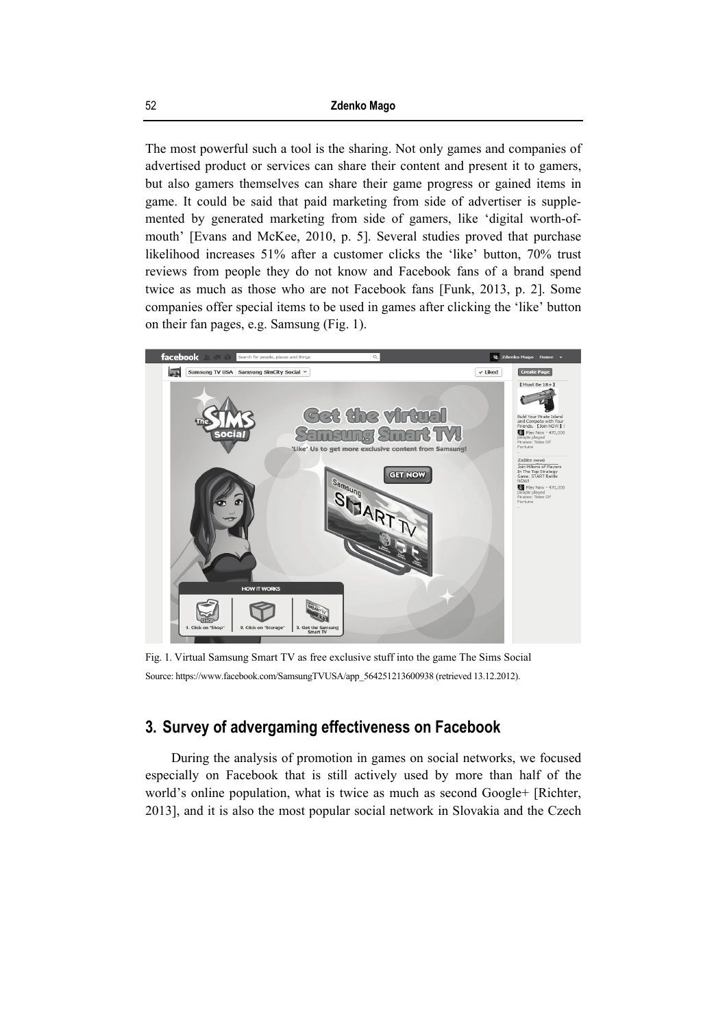The most powerful such a tool is the sharing. Not only games and companies of advertised product or services can share their content and present it to gamers, but also gamers themselves can share their game progress or gained items in game. It could be said that paid marketing from side of advertiser is supplemented by generated marketing from side of gamers, like 'digital worth-of-mouth' [Evans and McKee, 2010, p. 5]. Several studies proved that purchase likelihood increases 51% after a customer clicks the 'like' button, 70% trust reviews from people they do not know and Facebook fans of a brand spend twice as much as those who are not Facebook fans [Funk, 2013, p. 2]. Some companies offer special items to be used in games after clicking the 'like' button on their fan pages, e.g. Samsung (Fig. 1).

Fig. 1. Virtual Samsung Smart TV as free exclusive stuff into the game The Sims Social

Source: https://www.facebook.com/SamsungTVUSA/app_564251213600938 (retrieved 13.12.2012).

## 3. Survey of advergaming effectiveness on Facebook

During the analysis of promotion in games on social networks, we focused especially on Facebook that is still actively used by more than half of the world's online population, what is twice as much as second Google+ [Richter, 2013], and it is also the most popular social network in Slovakia and the Czech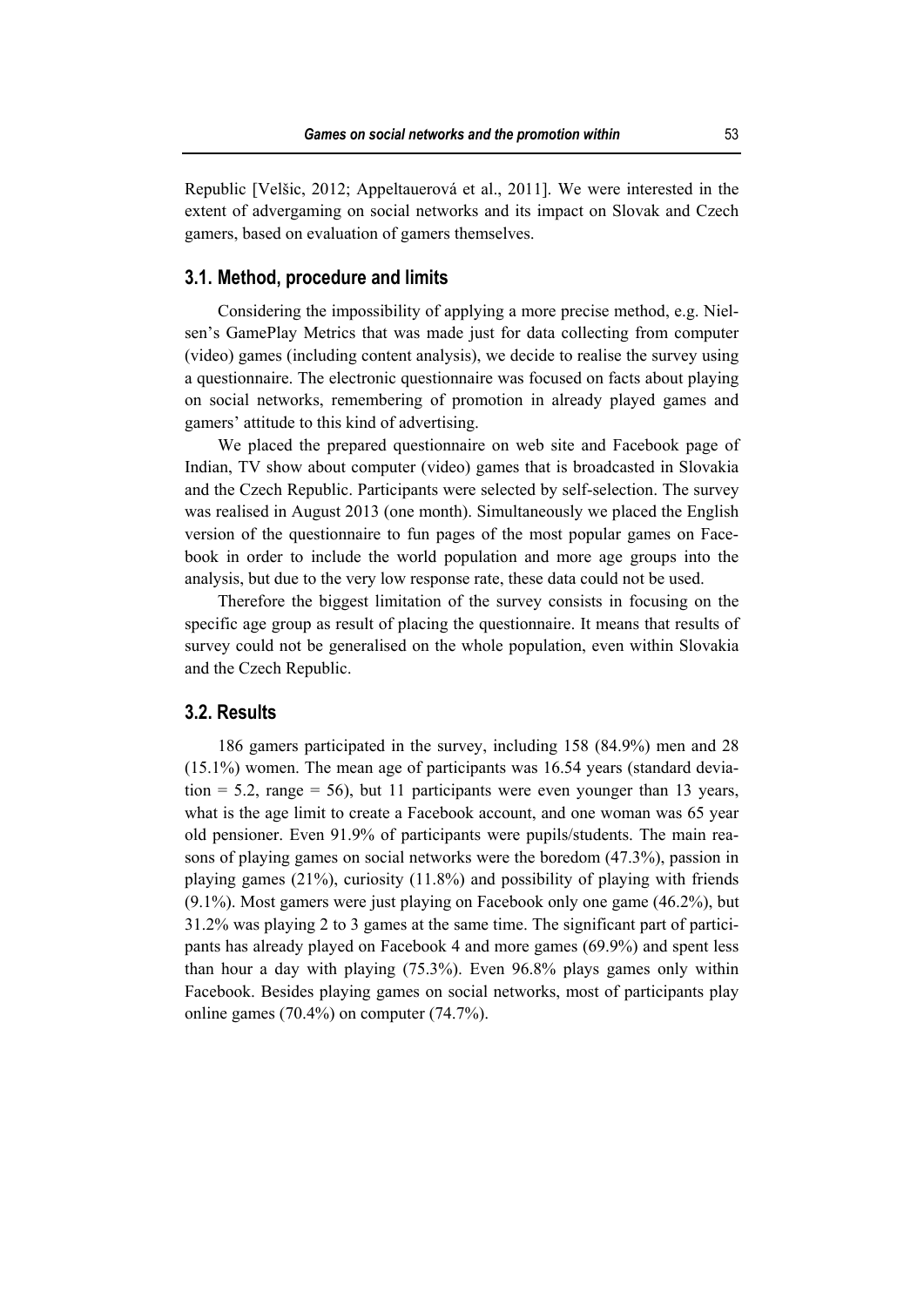Republic [Velšic, 2012; Appeltauerová et al., 2011]. We were interested in the extent of advergaming on social networks and its impact on Slovak and Czech gamers, based on evaluation of gamers themselves.

## 3.1. Method, procedure and limits

Considering the impossibility of applying a more precise method, e.g. Nielsen's GamePlay Metrics that was made just for data collecting from computer (video) games (including content analysis), we decide to realise the survey using a questionnaire. The electronic questionnaire was focused on facts about playing on social networks, remembering of promotion in already played games and gamers' attitude to this kind of advertising.

We placed the prepared questionnaire on web site and Facebook page of Indian, TV show about computer (video) games that is broadcasted in Slovakia and the Czech Republic. Participants were selected by self-selection. The survey was realised in August 2013 (one month). Simultaneously we placed the English version of the questionnaire to fun pages of the most popular games on Facebook in order to include the world population and more age groups into the analysis, but due to the very low response rate, these data could not be used.

Therefore the biggest limitation of the survey consists in focusing on the specific age group as result of placing the questionnaire. It means that results of survey could not be generalised on the whole population, even within Slovakia and the Czech Republic.

## 3.2. Results

186 gamers participated in the survey, including 158 (84.9%) men and 28 (15.1%) women. The mean age of participants was 16.54 years (standard deviation = 5.2, range = 56), but 11 participants were even younger than 13 years, what is the age limit to create a Facebook account, and one woman was 65 year old pensioner. Even 91.9% of participants were pupils/students. The main reasons of playing games on social networks were the boredom (47.3%), passion in playing games (21%), curiosity (11.8%) and possibility of playing with friends (9.1%). Most gamers were just playing on Facebook only one game (46.2%), but 31.2% was playing 2 to 3 games at the same time. The significant part of participants has already played on Facebook 4 and more games (69.9%) and spent less than hour a day with playing (75.3%). Even 96.8% plays games only within Facebook. Besides playing games on social networks, most of participants play online games (70.4%) on computer (74.7%).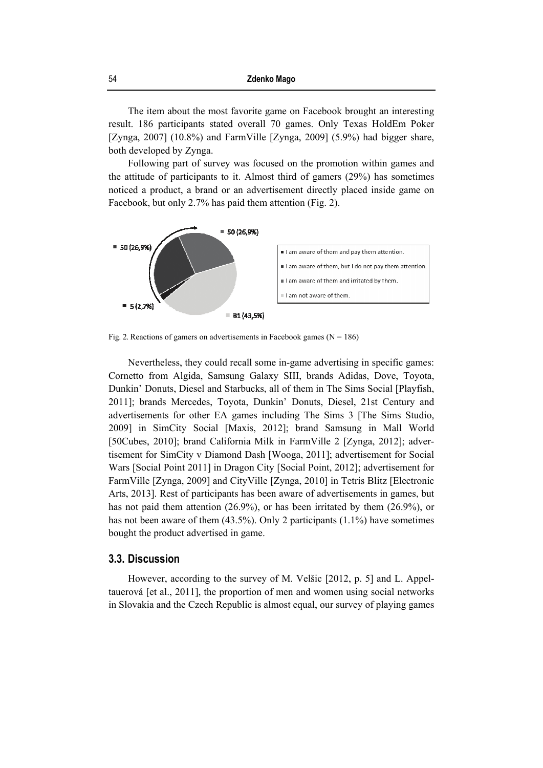The item about the most favorite game on Facebook brought an interesting result. 186 participants stated overall 70 games. Only Texas HoldEm Poker [Zynga, 2007] (10.8%) and FarmVille [Zynga, 2009] (5.9%) had bigger share, both developed by Zynga.

Following part of survey was focused on the promotion within games and the attitude of participants to it. Almost third of gamers (29%) has sometimes noticed a product, a brand or an advertisement directly placed inside game on Facebook, but only 2.7% has paid them attention (Fig. 2).

Fig. 2. Reactions of gamers on advertisements in Facebook games (N = 186)

Nevertheless, they could recall some in-game advertising in specific games: Cornetto from Algida, Samsung Galaxy SIII, brands Adidas, Dove, Toyota, Dunkin' Donuts, Diesel and Starbucks, all of them in The Sims Social [Playfish, 2011]; brands Mercedes, Toyota, Dunkin' Donuts, Diesel, 21st Century and advertisements for other EA games including The Sims 3 [The Sims Studio, 2009] in SimCity Social [Maxis, 2012]; brand Samsung in Mall World [50Cubes, 2010]; brand California Milk in FarmVille 2 [Zynga, 2012]; advertisement for SimCity v Diamond Dash [Wooga, 2011]; advertisement for Social Wars [Social Point 2011] in Dragon City [Social Point, 2012]; advertisement for FarmVille [Zynga, 2009] and CityVille [Zynga, 2010] in Tetris Blitz [Electronic Arts, 2013]. Rest of participants has been aware of advertisements in games, but has not paid them attention (26.9%), or has been irritated by them (26.9%), or has not been aware of them (43.5%). Only 2 participants (1.1%) have sometimes bought the product advertised in game.

## 3.3. Discussion

However, according to the survey of M. Velšic [2012, p. 5] and L. Appeltauerová [et al., 2011], the proportion of men and women using social networks in Slovakia and the Czech Republic is almost equal, our survey of playing games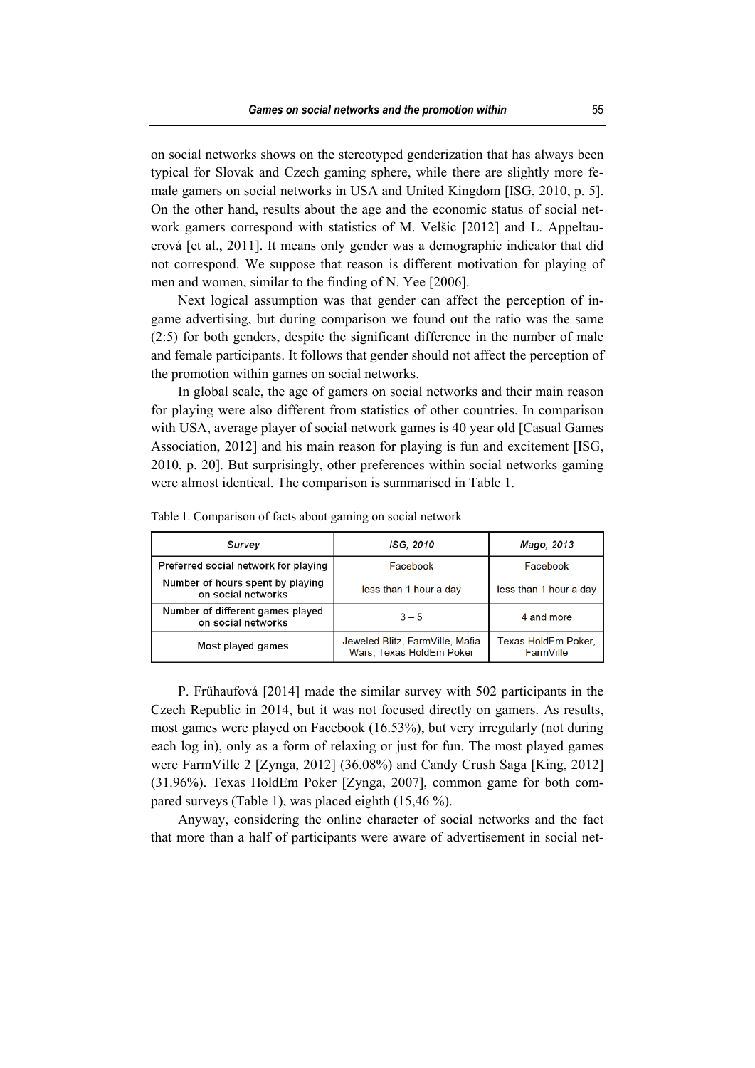on social networks shows on the stereotyped genderization that has always been typical for Slovak and Czech gaming sphere, while there are slightly more female gamers on social networks in USA and United Kingdom [ISG, 2010, p. 5]. On the other hand, results about the age and the economic status of social network gamers correspond with statistics of M. Velšic [2012] and L. Appeltauerová [et al., 2011]. It means only gender was a demographic indicator that did not correspond. We suppose that reason is different motivation for playing of men and women, similar to the finding of N. Yee [2006].

Next logical assumption was that gender can affect the perception of in-game advertising, but during comparison we found out the ratio was the same (2:5) for both genders, despite the significant difference in the number of male and female participants. It follows that gender should not affect the perception of the promotion within games on social networks.

In global scale, the age of gamers on social networks and their main reason for playing were also different from statistics of other countries. In comparison with USA, average player of social network games is 40 year old [Casual Games Association, 2012] and his main reason for playing is fun and excitement [ISG, 2010, p. 20]. But surprisingly, other preferences within social networks gaming were almost identical. The comparison is summarised in Table 1.

Table 1. Comparison of facts about gaming on social network

| *Survey* | *ISG, 2010* | *Mago, 2013* |
|---|---|---|
| Preferred social network for playing | Facebook | Facebook |
| Number of hours spent by playing on social networks | less than 1 hour a day | less than 1 hour a day |
| Number of different games played on social networks | 3 – 5 | 4 and more |
| Most played games | Jeweled Blitz, FarmVille, Mafia Wars, Texas HoldEm Poker | Texas HoldEm Poker, FarmVille |

P. Frühaufová [2014] made the similar survey with 502 participants in the Czech Republic in 2014, but it was not focused directly on gamers. As results, most games were played on Facebook (16.53%), but very irregularly (not during each log in), only as a form of relaxing or just for fun. The most played games were FarmVille 2 [Zynga, 2012] (36.08%) and Candy Crush Saga [King, 2012] (31.96%). Texas HoldEm Poker [Zynga, 2007], common game for both compared surveys (Table 1), was placed eighth (15,46 %).

Anyway, considering the online character of social networks and the fact that more than a half of participants were aware of advertisement in social net-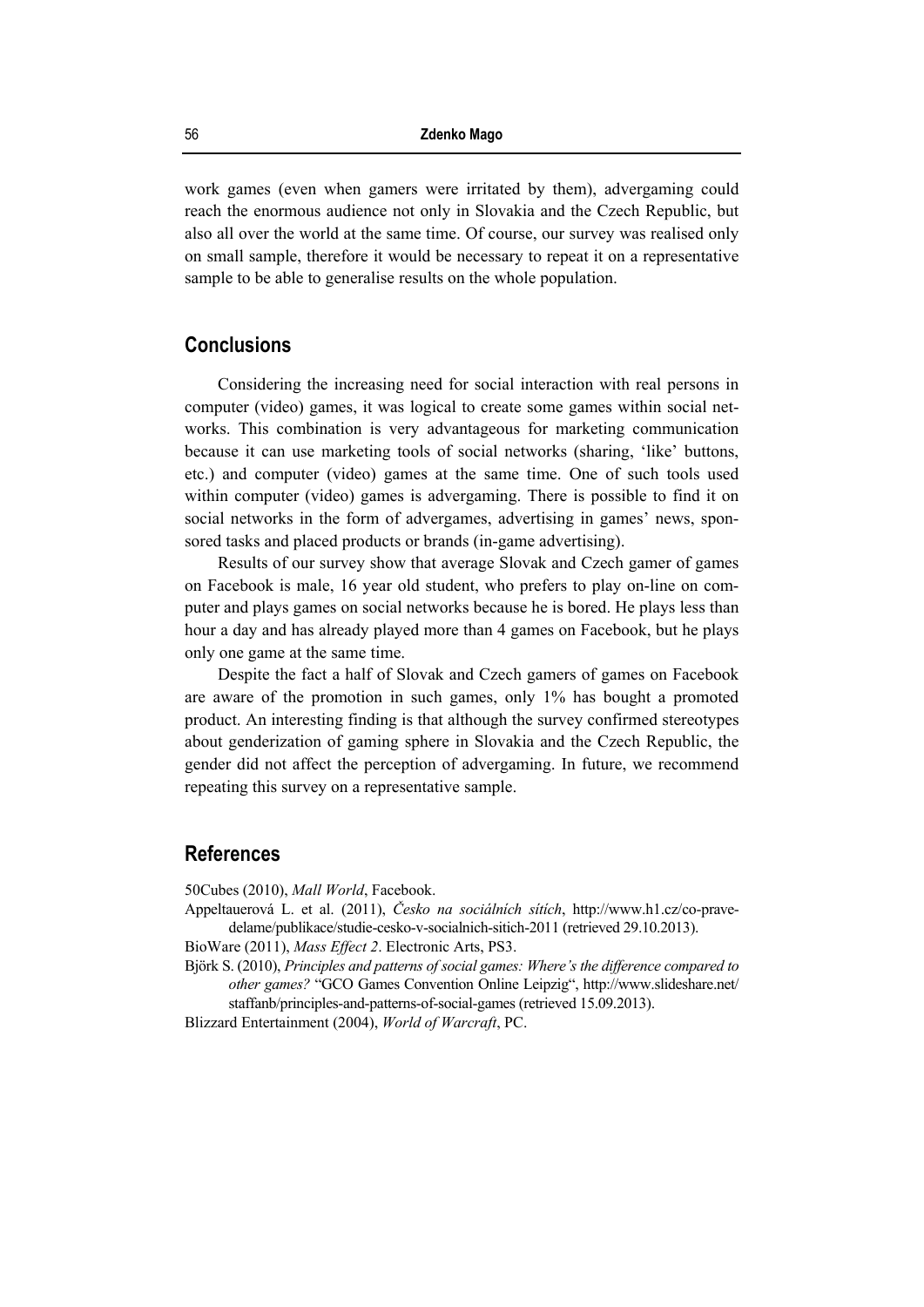work games (even when gamers were irritated by them), advergaming could reach the enormous audience not only in Slovakia and the Czech Republic, but also all over the world at the same time. Of course, our survey was realised only on small sample, therefore it would be necessary to repeat it on a representative sample to be able to generalise results on the whole population.

## Conclusions

Considering the increasing need for social interaction with real persons in computer (video) games, it was logical to create some games within social networks. This combination is very advantageous for marketing communication because it can use marketing tools of social networks (sharing, 'like' buttons, etc.) and computer (video) games at the same time. One of such tools used within computer (video) games is advergaming. There is possible to find it on social networks in the form of advergames, advertising in games' news, sponsored tasks and placed products or brands (in-game advertising).

Results of our survey show that average Slovak and Czech gamer of games on Facebook is male, 16 year old student, who prefers to play on-line on computer and plays games on social networks because he is bored. He plays less than hour a day and has already played more than 4 games on Facebook, but he plays only one game at the same time.

Despite the fact a half of Slovak and Czech gamers of games on Facebook are aware of the promotion in such games, only 1% has bought a promoted product. An interesting finding is that although the survey confirmed stereotypes about genderization of gaming sphere in Slovakia and the Czech Republic, the gender did not affect the perception of advergaming. In future, we recommend repeating this survey on a representative sample.

## References

50Cubes (2010), *Mall World*, Facebook.

Appeltauerová L. et al. (2011), *Česko na sociálních sítích*, http://www.h1.cz/co-prave-delame/publikace/studie-cesko-v-socialnich-sitich-2011 (retrieved 29.10.2013).

BioWare (2011), *Mass Effect 2*. Electronic Arts, PS3.

Björk S. (2010), *Principles and patterns of social games: Where's the difference compared to other games?* "GCO Games Convention Online Leipzig", http://www.slideshare.net/staffanb/principles-and-patterns-of-social-games (retrieved 15.09.2013).

Blizzard Entertainment (2004), *World of Warcraft*, PC.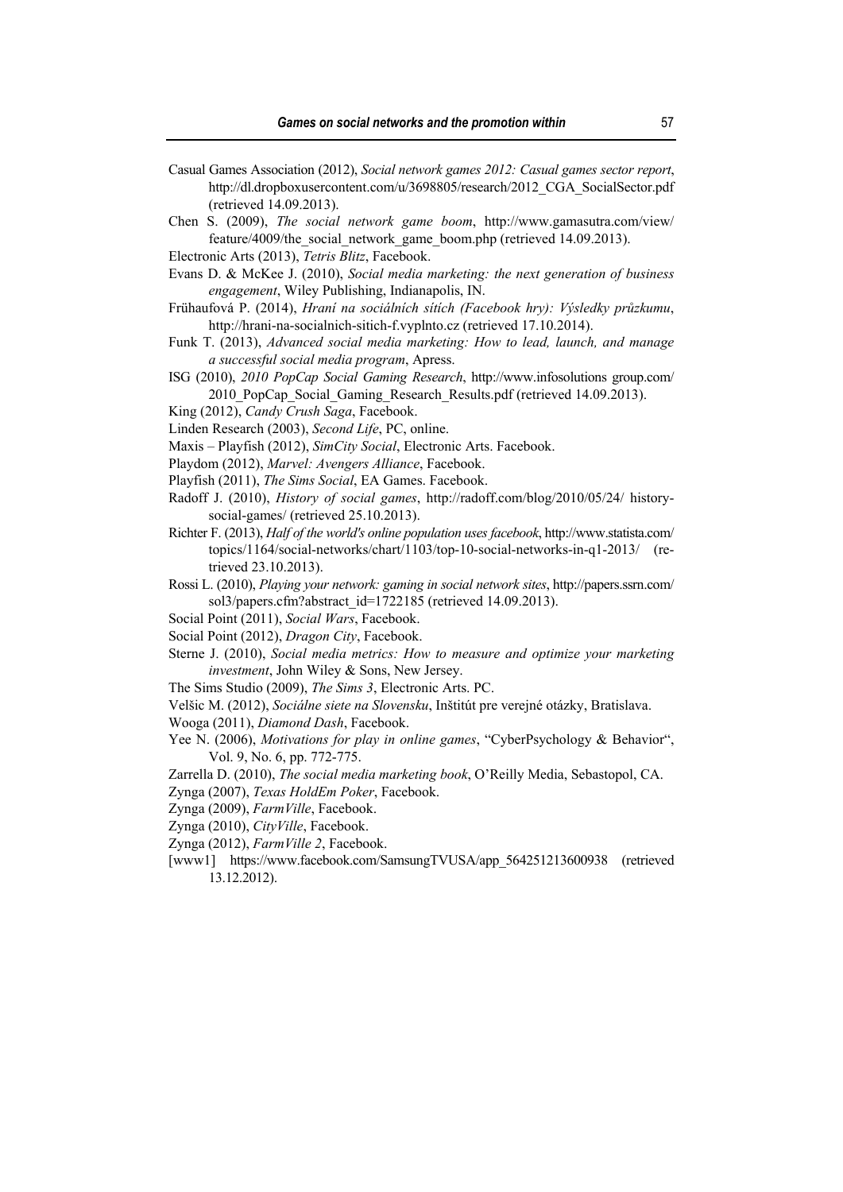Casual Games Association (2012), *Social network games 2012: Casual games sector report*, http://dl.dropboxusercontent.com/u/3698805/research/2012_CGA_SocialSector.pdf (retrieved 14.09.2013).

Chen S. (2009), *The social network game boom*, http://www.gamasutra.com/view/feature/4009/the_social_network_game_boom.php (retrieved 14.09.2013).

Electronic Arts (2013), *Tetris Blitz*, Facebook.

Evans D. & McKee J. (2010), *Social media marketing: the next generation of business engagement*, Wiley Publishing, Indianapolis, IN.

Frühaufová P. (2014), *Hraní na sociálních sítích (Facebook hry): Výsledky průzkumu*, http://hrani-na-socialnich-sitich-f.vyplnto.cz (retrieved 17.10.2014).

Funk T. (2013), *Advanced social media marketing: How to lead, launch, and manage a successful social media program*, Apress.

ISG (2010), *2010 PopCap Social Gaming Research*, http://www.infosolutions group.com/2010_PopCap_Social_Gaming_Research_Results.pdf (retrieved 14.09.2013).

King (2012), *Candy Crush Saga*, Facebook.

Linden Research (2003), *Second Life*, PC, online.

Maxis – Playfish (2012), *SimCity Social*, Electronic Arts. Facebook.

Playdom (2012), *Marvel: Avengers Alliance*, Facebook.

Playfish (2011), *The Sims Social*, EA Games. Facebook.

Radoff J. (2010), *History of social games*, http://radoff.com/blog/2010/05/24/ history-social-games/ (retrieved 25.10.2013).

Richter F. (2013), *Half of the world's online population uses facebook*, http://www.statista.com/topics/1164/social-networks/chart/1103/top-10-social-networks-in-q1-2013/ (retrieved 23.10.2013).

Rossi L. (2010), *Playing your network: gaming in social network sites*, http://papers.ssrn.com/sol3/papers.cfm?abstract_id=1722185 (retrieved 14.09.2013).

Social Point (2011), *Social Wars*, Facebook.

Social Point (2012), *Dragon City*, Facebook.

Sterne J. (2010), *Social media metrics: How to measure and optimize your marketing investment*, John Wiley & Sons, New Jersey.

The Sims Studio (2009), *The Sims 3*, Electronic Arts. PC.

Velšic M. (2012), *Sociálne siete na Slovensku*, Inštitút pre verejné otázky, Bratislava.

Wooga (2011), *Diamond Dash*, Facebook.

Yee N. (2006), *Motivations for play in online games*, "CyberPsychology & Behavior", Vol. 9, No. 6, pp. 772-775.

Zarrella D. (2010), *The social media marketing book*, O'Reilly Media, Sebastopol, CA.

Zynga (2007), *Texas HoldEm Poker*, Facebook.

Zynga (2009), *FarmVille*, Facebook.

Zynga (2010), *CityVille*, Facebook.

Zynga (2012), *FarmVille 2*, Facebook.

[www1] https://www.facebook.com/SamsungTVUSA/app_564251213600938 (retrieved 13.12.2012).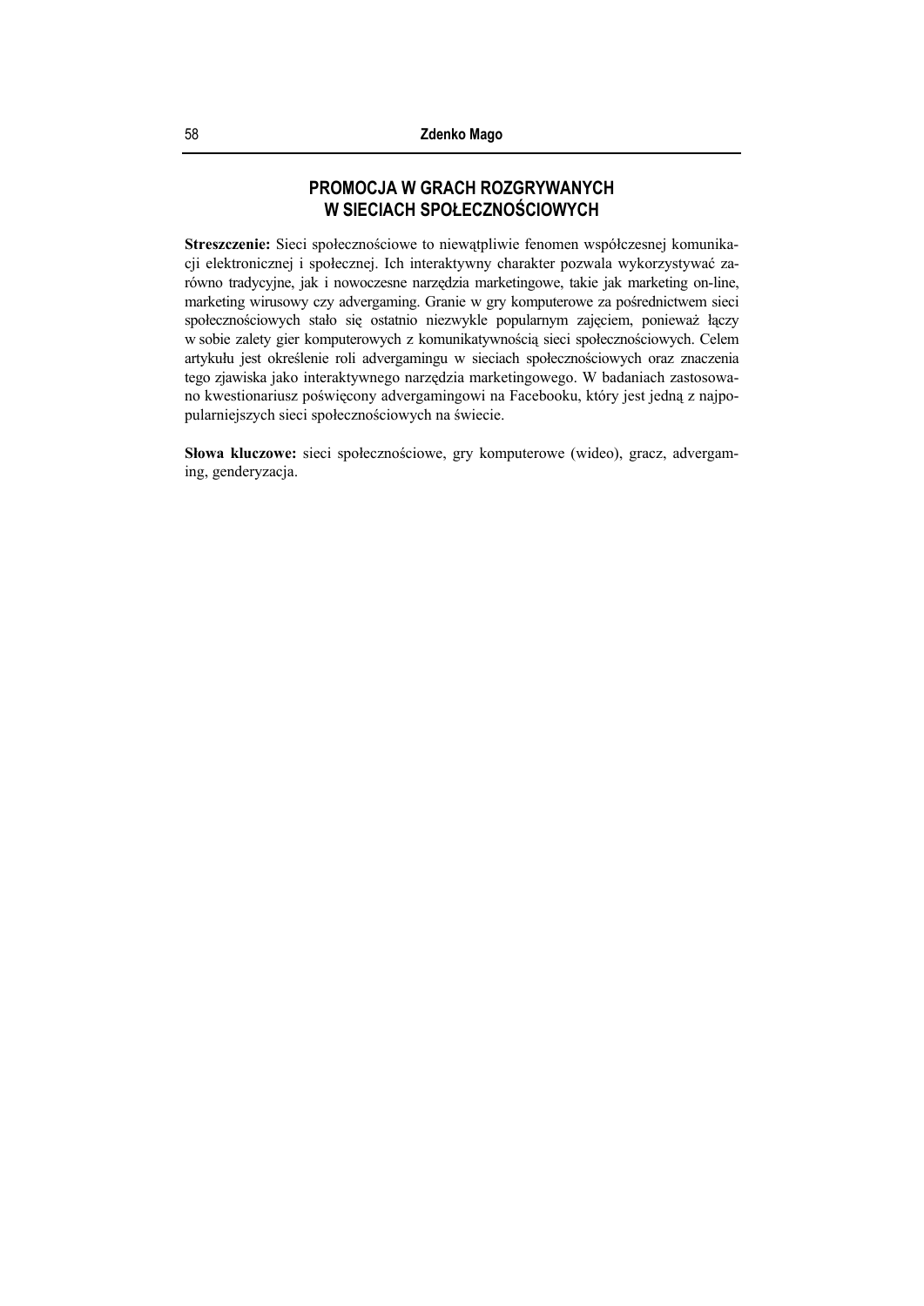## PROMOCJA W GRACH ROZGRYWANYCH W SIECIACH SPOŁECZNOŚCIOWYCH

**Streszczenie:** Sieci społecznościowe to niewątpliwie fenomen współczesnej komunikacji elektronicznej i społecznej. Ich interaktywny charakter pozwala wykorzystywać zarówno tradycyjne, jak i nowoczesne narzędzia marketingowe, takie jak marketing on-line, marketing wirusowy czy advergaming. Granie w gry komputerowe za pośrednictwem sieci społecznościowych stało się ostatnio niezwykle popularnym zajęciem, ponieważ łączy w sobie zalety gier komputerowych z komunikatywnością sieci społecznościowych. Celem artykułu jest określenie roli advergamingu w sieciach społecznościowych oraz znaczenia tego zjawiska jako interaktywnego narzędzia marketingowego. W badaniach zastosowano kwestionariusz poświęcony advergamingowi na Facebooku, który jest jedną z najpopularniejszych sieci społecznościowych na świecie.

**Słowa kluczowe:** sieci społecznościowe, gry komputerowe (wideo), gracz, advergaming, genderyzacja.